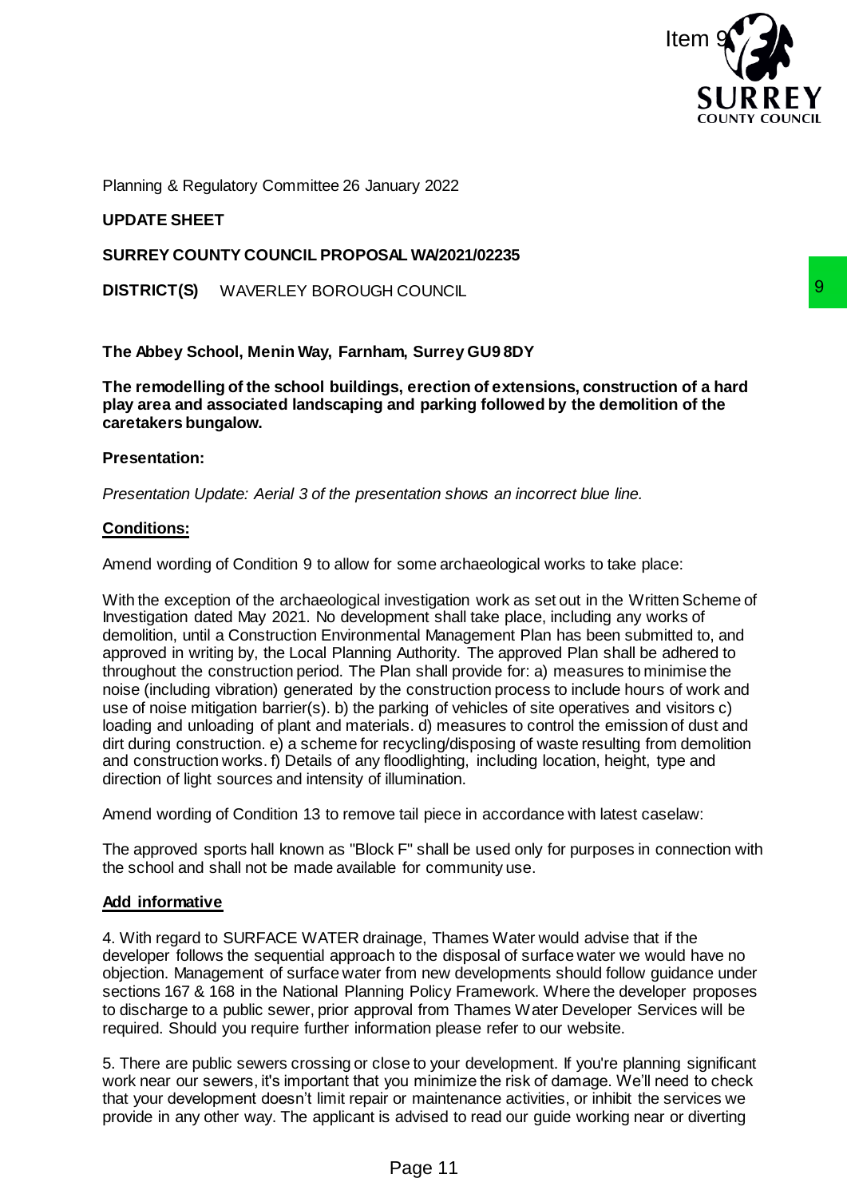Planning & Regulatory Committee 26 January 2022

**UPDATE SHEET**

**SURREY COUNTY COUNCIL PROPOSAL WA/2021/02235**

**DISTRICT(S)** WAVERLEY BOROUGH COUNCIL

**The Abbey School, Menin Way, Farnham, Surrey GU9 8DY**

**The remodelling of the school buildings, erection of extensions, construction of a hard play area and associated landscaping and parking followed by the demolition of the caretakers bungalow.**

**Presentation:**

*Presentation Update: Aerial 3 of the presentation shows an incorrect blue line.*

**Conditions:**

Amend wording of Condition 9 to allow for some archaeological works to take place:

With the exception of the archaeological investigation work as set out in the Written Scheme of Investigation dated May 2021. No development shall take place, including any works of demolition, until a Construction Environmental Management Plan has been submitted to, and approved in writing by, the Local Planning Authority. The approved Plan shall be adhered to throughout the construction period. The Plan shall provide for: a) measures to minimise the noise (including vibration) generated by the construction process to include hours of work and use of noise mitigation barrier(s). b) the parking of vehicles of site operatives and visitors c) loading and unloading of plant and materials. d) measures to control the emission of dust and dirt during construction. e) a scheme for recycling/disposing of waste resulting from demolition and construction works. f) Details of any floodlighting, including location, height, type and direction of light sources and intensity of illumination.

Amend wording of Condition 13 to remove tail piece in accordance with latest caselaw:

The approved sports hall known as "Block F" shall be used only for purposes in connection with the school and shall not be made available for community use.

**Add informative**

4. With regard to SURFACE WATER drainage, Thames Water would advise that if the developer follows the sequential approach to the disposal of surface water we would have no objection. Management of surface water from new developments should follow guidance under sections 167 & 168 in the National Planning Policy Framework. Where the developer proposes to discharge to a public sewer, prior approval from Thames Water Developer Services will be required. Should you require further information please refer to our website.

5. There are public sewers crossing or close to your development. If you're planning significant work near our sewers, it's important that you minimize the risk of damage. We'll need to check that your development doesn't limit repair or maintenance activities, or inhibit the services we provide in any other way. The applicant is advised to read our guide working near or diverting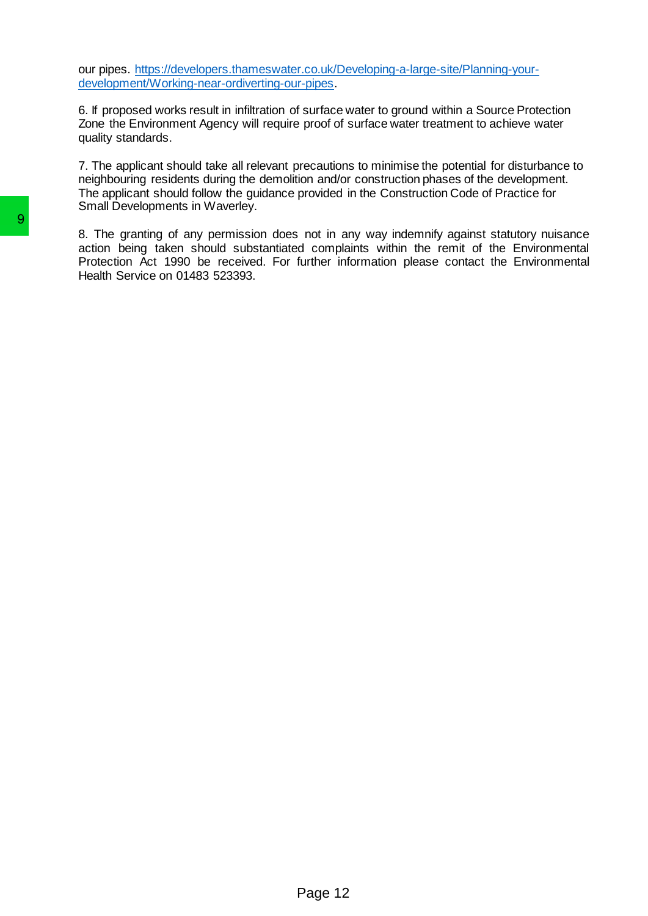our pipes. [https://developers.thameswater.co.uk/Developing-a-large-site/Planning-your-development/Working-near-ordiverting-our-pipes](https://developers.thameswater.co.uk/Developing-a-large-site/Planning-your-development/Working-near-ordiverting-our-pipes).

6. If proposed works result in infiltration of surface water to ground within a Source Protection Zone the Environment Agency will require proof of surface water treatment to achieve water quality standards.

7. The applicant should take all relevant precautions to minimise the potential for disturbance to neighbouring residents during the demolition and/or construction phases of the development. The applicant should follow the guidance provided in the Construction Code of Practice for Small Developments in Waverley.

8. The granting of any permission does not in any way indemnify against statutory nuisance action being taken should substantiated complaints within the remit of the Environmental Protection Act 1990 be received. For further information please contact the Environmental Health Service on 01483 523393.